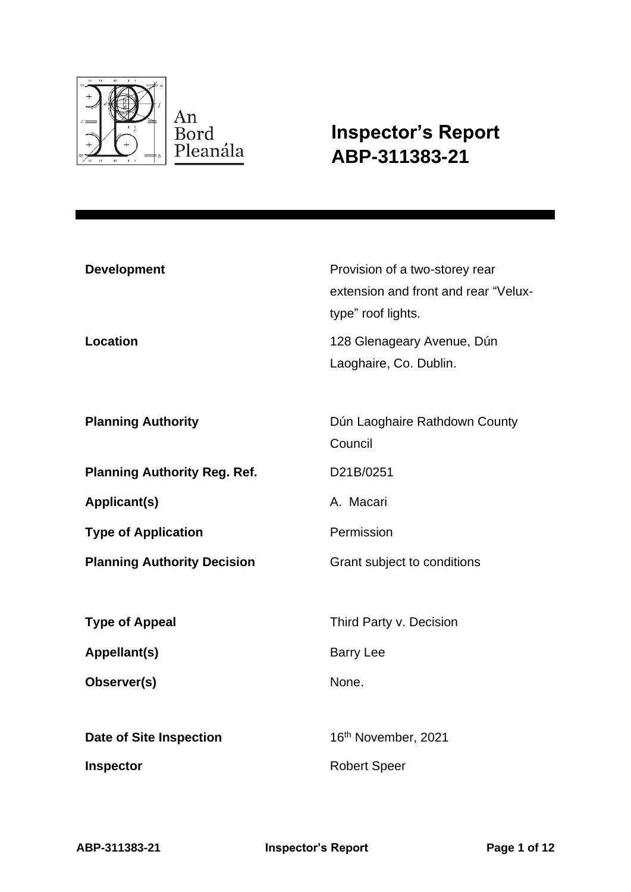An Bord Pleanála

# Inspector's Report
# ABP-311383-21

| | |
|---|---|
| **Development** | Provision of a two-storey rear extension and front and rear "Velux-type" roof lights. |
| **Location** | 128 Glenageary Avenue, Dún Laoghaire, Co. Dublin. |
| **Planning Authority** | Dún Laoghaire Rathdown County Council |
| **Planning Authority Reg. Ref.** | D21B/0251 |
| **Applicant(s)** | A. Macari |
| **Type of Application** | Permission |
| **Planning Authority Decision** | Grant subject to conditions |
| **Type of Appeal** | Third Party v. Decision |
| **Appellant(s)** | Barry Lee |
| **Observer(s)** | None. |
| **Date of Site Inspection** | 16th November, 2021 |
| **Inspector** | Robert Speer |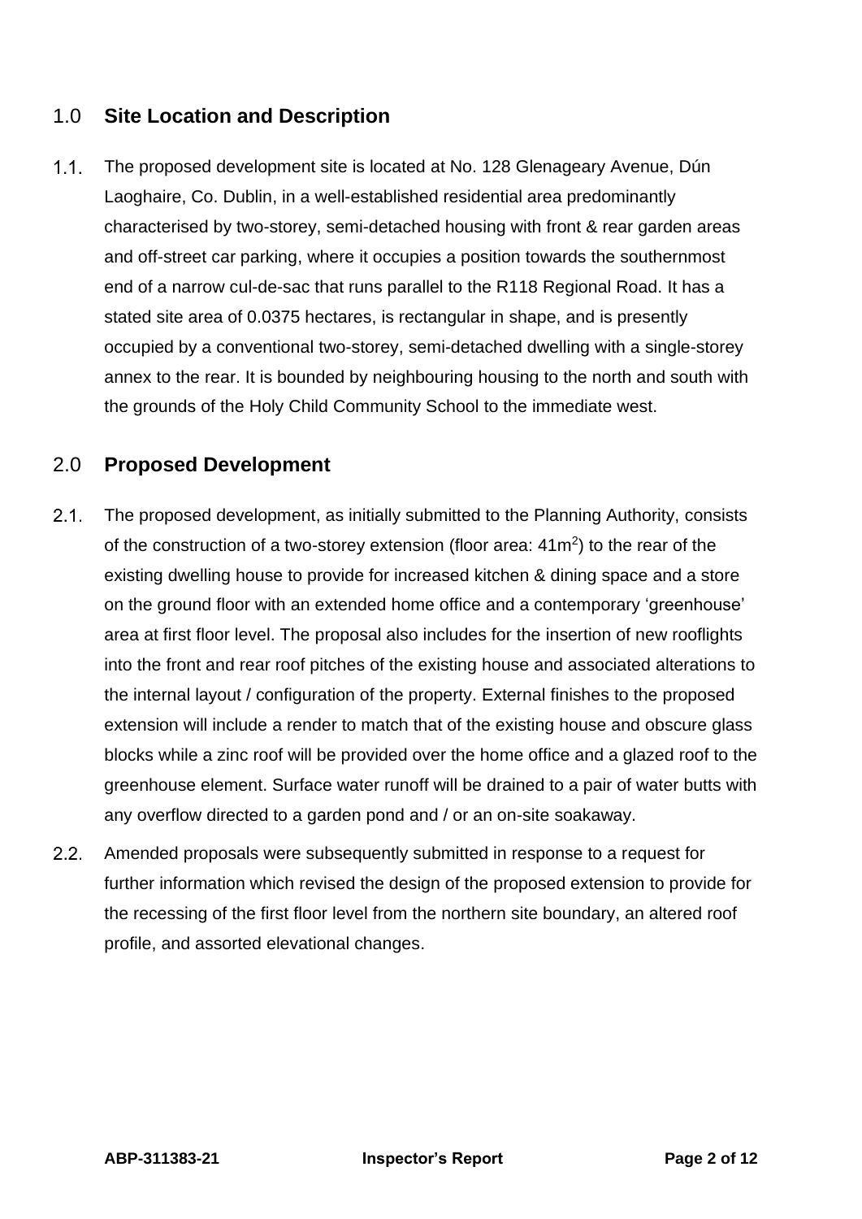## 1.0 Site Location and Description

1.1. The proposed development site is located at No. 128 Glenageary Avenue, Dún Laoghaire, Co. Dublin, in a well-established residential area predominantly characterised by two-storey, semi-detached housing with front & rear garden areas and off-street car parking, where it occupies a position towards the southernmost end of a narrow cul-de-sac that runs parallel to the R118 Regional Road. It has a stated site area of 0.0375 hectares, is rectangular in shape, and is presently occupied by a conventional two-storey, semi-detached dwelling with a single-storey annex to the rear. It is bounded by neighbouring housing to the north and south with the grounds of the Holy Child Community School to the immediate west.

## 2.0 Proposed Development

2.1. The proposed development, as initially submitted to the Planning Authority, consists of the construction of a two-storey extension (floor area: 41m$^2$) to the rear of the existing dwelling house to provide for increased kitchen & dining space and a store on the ground floor with an extended home office and a contemporary 'greenhouse' area at first floor level. The proposal also includes for the insertion of new rooflights into the front and rear roof pitches of the existing house and associated alterations to the internal layout / configuration of the property. External finishes to the proposed extension will include a render to match that of the existing house and obscure glass blocks while a zinc roof will be provided over the home office and a glazed roof to the greenhouse element. Surface water runoff will be drained to a pair of water butts with any overflow directed to a garden pond and / or an on-site soakaway.

2.2. Amended proposals were subsequently submitted in response to a request for further information which revised the design of the proposed extension to provide for the recessing of the first floor level from the northern site boundary, an altered roof profile, and assorted elevational changes.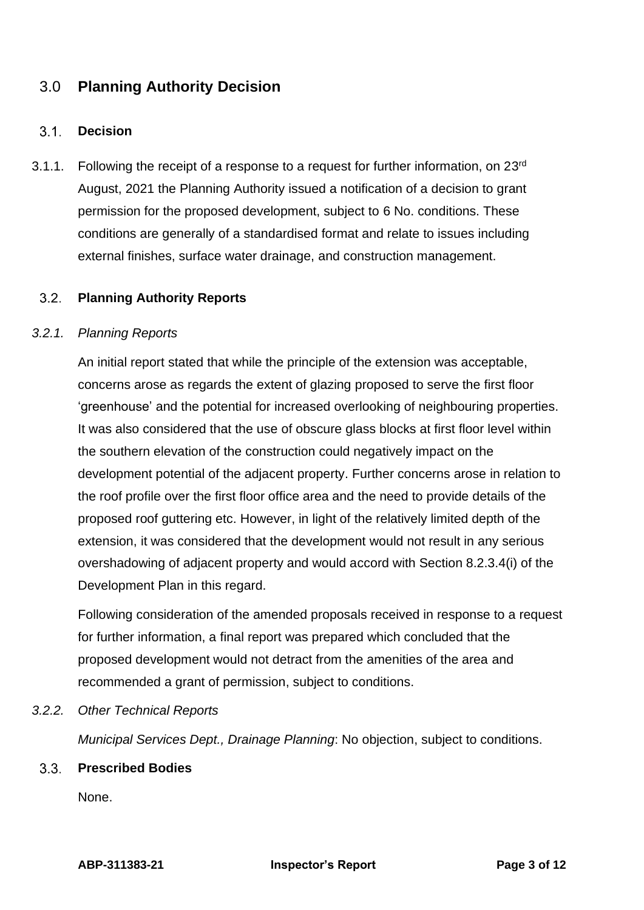## 3.0 Planning Authority Decision

### 3.1. Decision

3.1.1. Following the receipt of a response to a request for further information, on 23rd August, 2021 the Planning Authority issued a notification of a decision to grant permission for the proposed development, subject to 6 No. conditions. These conditions are generally of a standardised format and relate to issues including external finishes, surface water drainage, and construction management.

### 3.2. Planning Authority Reports

*3.2.1. Planning Reports*

An initial report stated that while the principle of the extension was acceptable, concerns arose as regards the extent of glazing proposed to serve the first floor 'greenhouse' and the potential for increased overlooking of neighbouring properties. It was also considered that the use of obscure glass blocks at first floor level within the southern elevation of the construction could negatively impact on the development potential of the adjacent property. Further concerns arose in relation to the roof profile over the first floor office area and the need to provide details of the proposed roof guttering etc. However, in light of the relatively limited depth of the extension, it was considered that the development would not result in any serious overshadowing of adjacent property and would accord with Section 8.2.3.4(i) of the Development Plan in this regard.

Following consideration of the amended proposals received in response to a request for further information, a final report was prepared which concluded that the proposed development would not detract from the amenities of the area and recommended a grant of permission, subject to conditions.

*3.2.2. Other Technical Reports*

*Municipal Services Dept., Drainage Planning*: No objection, subject to conditions.

### 3.3. Prescribed Bodies

None.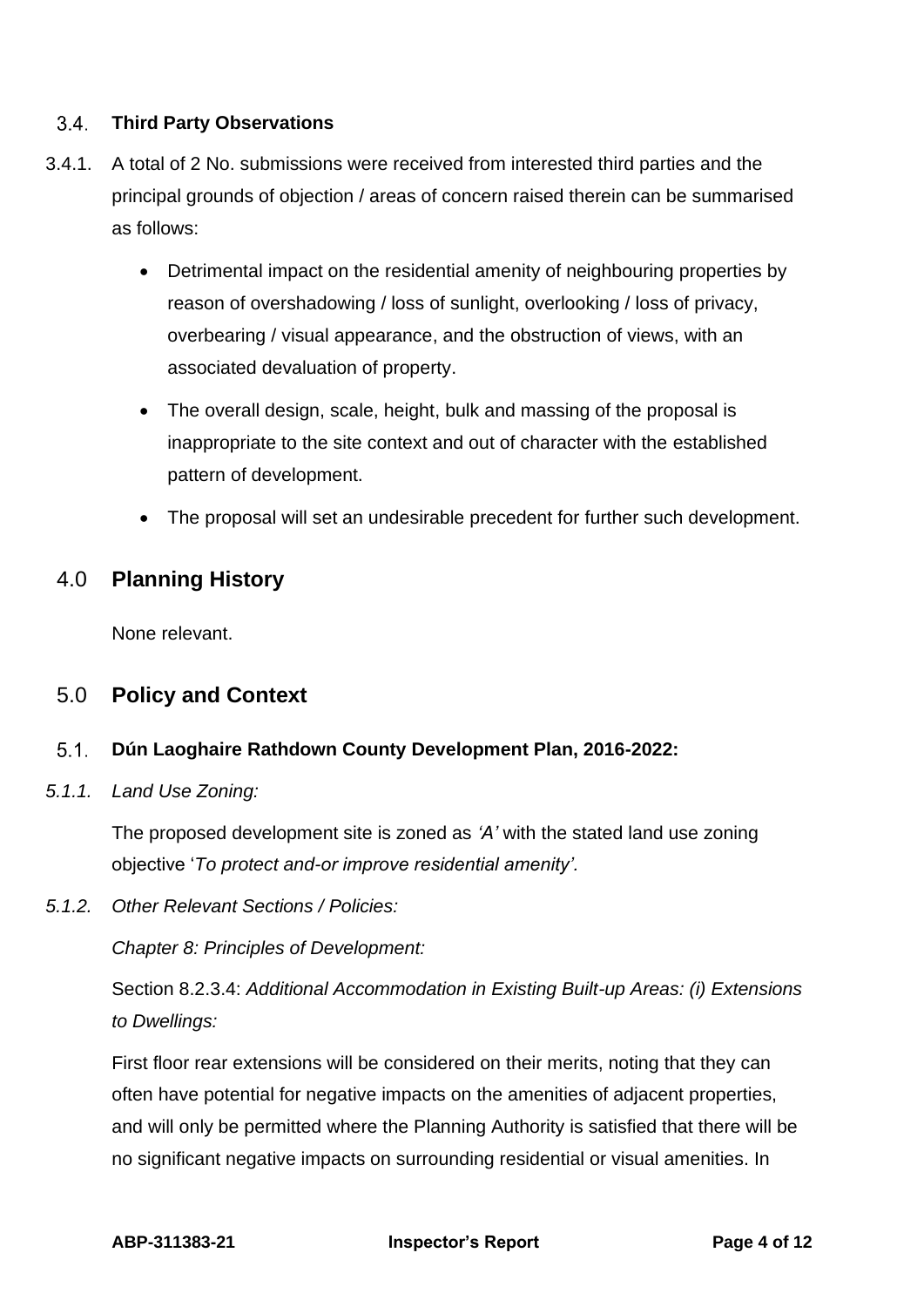### 3.4. Third Party Observations

3.4.1. A total of 2 No. submissions were received from interested third parties and the principal grounds of objection / areas of concern raised therein can be summarised as follows:

- Detrimental impact on the residential amenity of neighbouring properties by reason of overshadowing / loss of sunlight, overlooking / loss of privacy, overbearing / visual appearance, and the obstruction of views, with an associated devaluation of property.
- The overall design, scale, height, bulk and massing of the proposal is inappropriate to the site context and out of character with the established pattern of development.
- The proposal will set an undesirable precedent for further such development.

## 4.0 Planning History

None relevant.

## 5.0 Policy and Context

### 5.1. Dún Laoghaire Rathdown County Development Plan, 2016-2022:

*5.1.1. Land Use Zoning:*

The proposed development site is zoned as *'A'* with the stated land use zoning objective '*To protect and-or improve residential amenity'*.

*5.1.2. Other Relevant Sections / Policies:*

*Chapter 8: Principles of Development:*

Section 8.2.3.4: *Additional Accommodation in Existing Built-up Areas: (i) Extensions to Dwellings:*

First floor rear extensions will be considered on their merits, noting that they can often have potential for negative impacts on the amenities of adjacent properties, and will only be permitted where the Planning Authority is satisfied that there will be no significant negative impacts on surrounding residential or visual amenities. In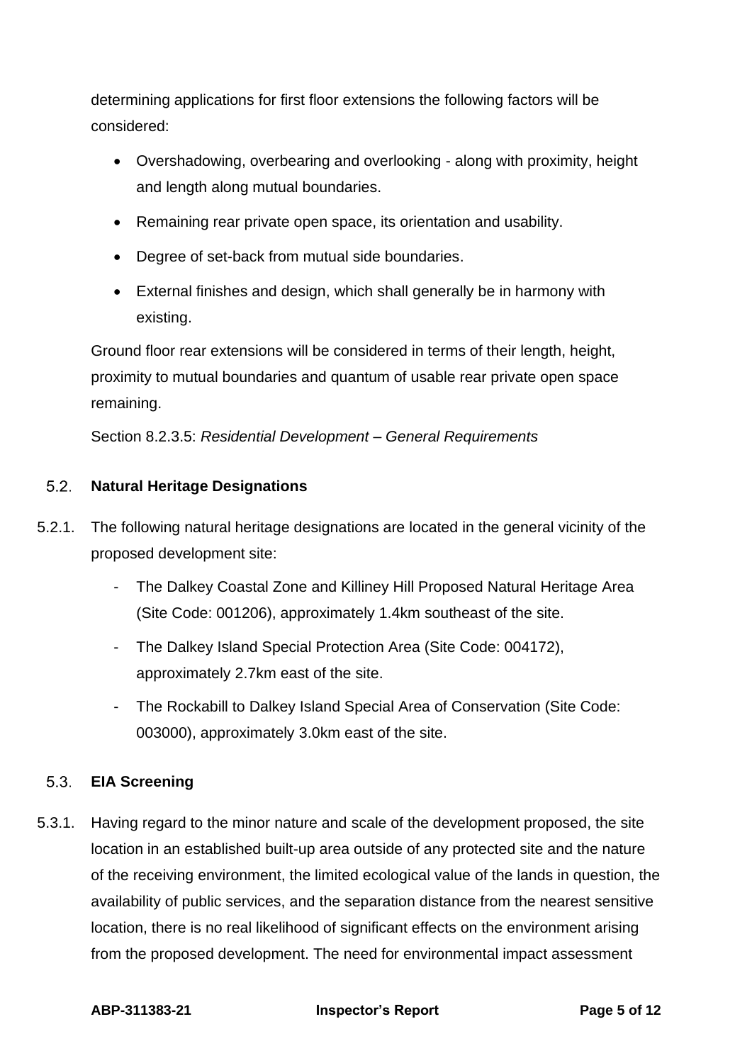determining applications for first floor extensions the following factors will be considered:

- Overshadowing, overbearing and overlooking - along with proximity, height and length along mutual boundaries.
- Remaining rear private open space, its orientation and usability.
- Degree of set-back from mutual side boundaries.
- External finishes and design, which shall generally be in harmony with existing.

Ground floor rear extensions will be considered in terms of their length, height, proximity to mutual boundaries and quantum of usable rear private open space remaining.

Section 8.2.3.5: *Residential Development – General Requirements*

## 5.2. Natural Heritage Designations

5.2.1. The following natural heritage designations are located in the general vicinity of the proposed development site:

- The Dalkey Coastal Zone and Killiney Hill Proposed Natural Heritage Area (Site Code: 001206), approximately 1.4km southeast of the site.
- The Dalkey Island Special Protection Area (Site Code: 004172), approximately 2.7km east of the site.
- The Rockabill to Dalkey Island Special Area of Conservation (Site Code: 003000), approximately 3.0km east of the site.

## 5.3. EIA Screening

5.3.1. Having regard to the minor nature and scale of the development proposed, the site location in an established built-up area outside of any protected site and the nature of the receiving environment, the limited ecological value of the lands in question, the availability of public services, and the separation distance from the nearest sensitive location, there is no real likelihood of significant effects on the environment arising from the proposed development. The need for environmental impact assessment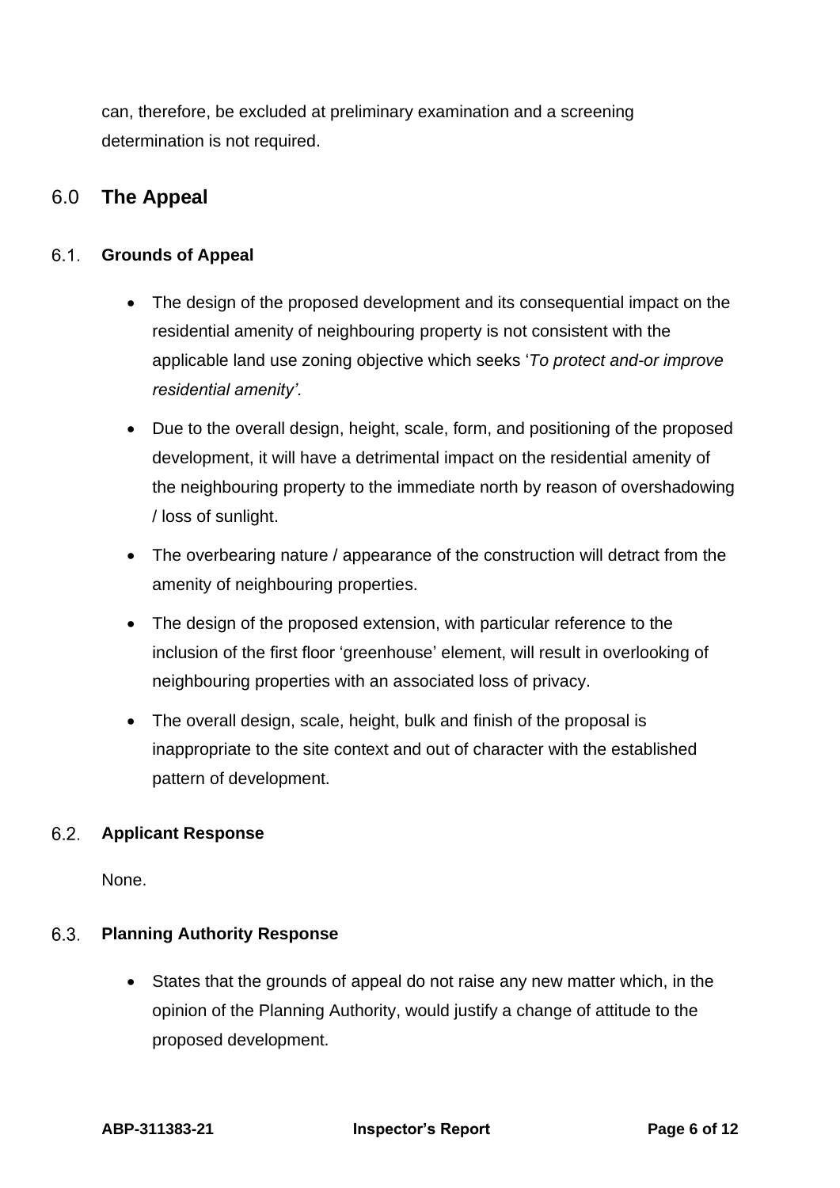can, therefore, be excluded at preliminary examination and a screening determination is not required.

## 6.0 The Appeal

### 6.1. Grounds of Appeal

- The design of the proposed development and its consequential impact on the residential amenity of neighbouring property is not consistent with the applicable land use zoning objective which seeks '*To protect and-or improve residential amenity'*.
- Due to the overall design, height, scale, form, and positioning of the proposed development, it will have a detrimental impact on the residential amenity of the neighbouring property to the immediate north by reason of overshadowing / loss of sunlight.
- The overbearing nature / appearance of the construction will detract from the amenity of neighbouring properties.
- The design of the proposed extension, with particular reference to the inclusion of the first floor 'greenhouse' element, will result in overlooking of neighbouring properties with an associated loss of privacy.
- The overall design, scale, height, bulk and finish of the proposal is inappropriate to the site context and out of character with the established pattern of development.

### 6.2. Applicant Response

None.

### 6.3. Planning Authority Response

- States that the grounds of appeal do not raise any new matter which, in the opinion of the Planning Authority, would justify a change of attitude to the proposed development.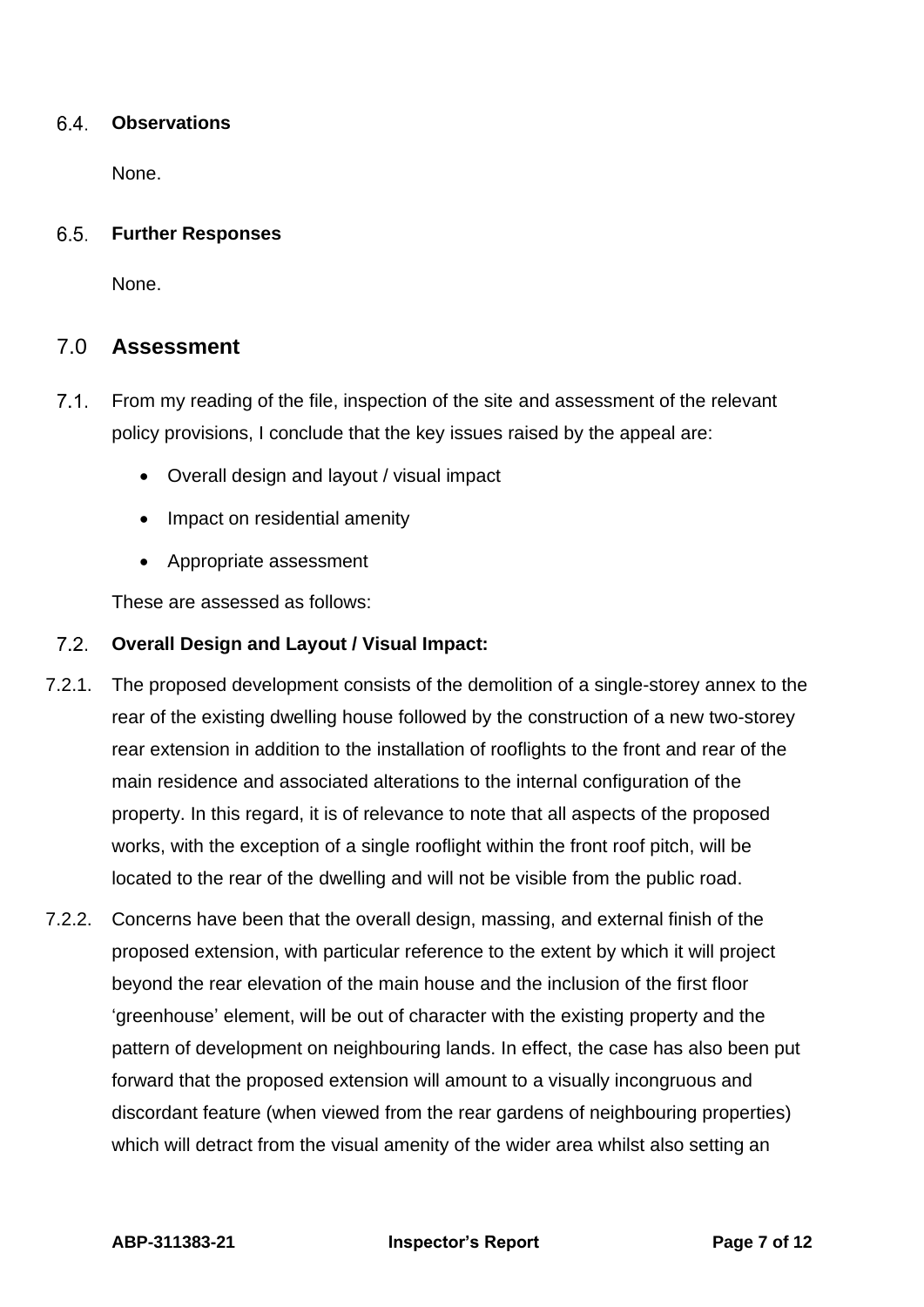### 6.4. Observations

None.

### 6.5. Further Responses

None.

## 7.0 Assessment

7.1. From my reading of the file, inspection of the site and assessment of the relevant policy provisions, I conclude that the key issues raised by the appeal are:

- Overall design and layout / visual impact
- Impact on residential amenity
- Appropriate assessment

These are assessed as follows:

### 7.2. Overall Design and Layout / Visual Impact:

7.2.1. The proposed development consists of the demolition of a single-storey annex to the rear of the existing dwelling house followed by the construction of a new two-storey rear extension in addition to the installation of rooflights to the front and rear of the main residence and associated alterations to the internal configuration of the property. In this regard, it is of relevance to note that all aspects of the proposed works, with the exception of a single rooflight within the front roof pitch, will be located to the rear of the dwelling and will not be visible from the public road.

7.2.2. Concerns have been that the overall design, massing, and external finish of the proposed extension, with particular reference to the extent by which it will project beyond the rear elevation of the main house and the inclusion of the first floor 'greenhouse' element, will be out of character with the existing property and the pattern of development on neighbouring lands. In effect, the case has also been put forward that the proposed extension will amount to a visually incongruous and discordant feature (when viewed from the rear gardens of neighbouring properties) which will detract from the visual amenity of the wider area whilst also setting an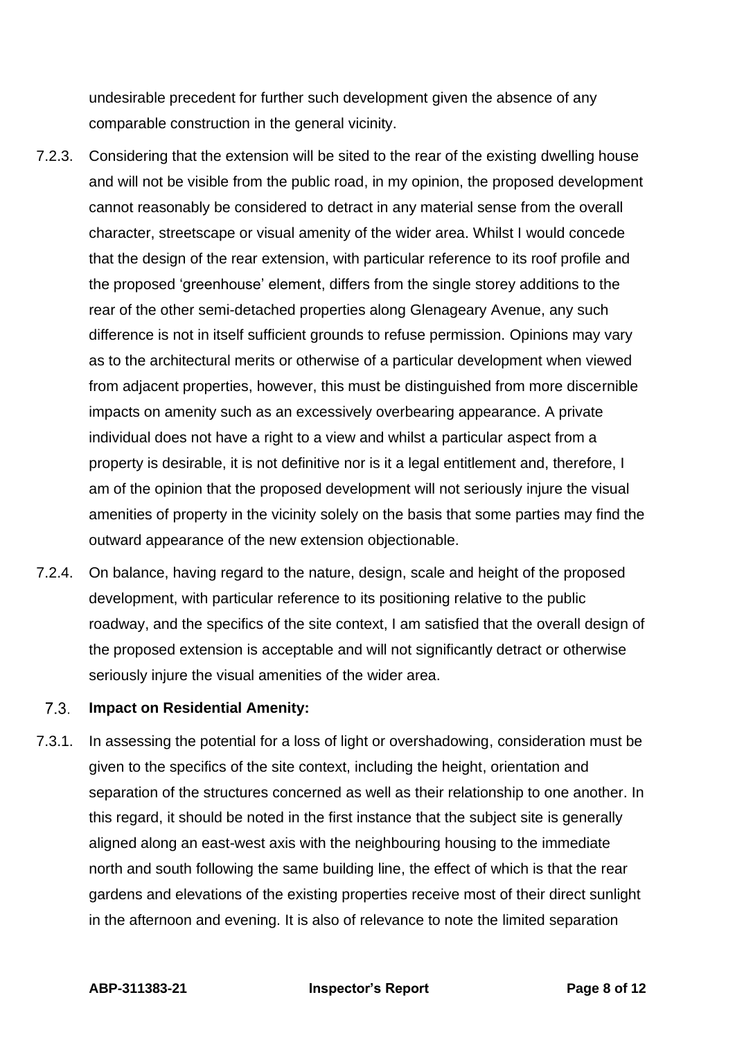undesirable precedent for further such development given the absence of any comparable construction in the general vicinity.

7.2.3. Considering that the extension will be sited to the rear of the existing dwelling house and will not be visible from the public road, in my opinion, the proposed development cannot reasonably be considered to detract in any material sense from the overall character, streetscape or visual amenity of the wider area. Whilst I would concede that the design of the rear extension, with particular reference to its roof profile and the proposed 'greenhouse' element, differs from the single storey additions to the rear of the other semi-detached properties along Glenageary Avenue, any such difference is not in itself sufficient grounds to refuse permission. Opinions may vary as to the architectural merits or otherwise of a particular development when viewed from adjacent properties, however, this must be distinguished from more discernible impacts on amenity such as an excessively overbearing appearance. A private individual does not have a right to a view and whilst a particular aspect from a property is desirable, it is not definitive nor is it a legal entitlement and, therefore, I am of the opinion that the proposed development will not seriously injure the visual amenities of property in the vicinity solely on the basis that some parties may find the outward appearance of the new extension objectionable.

7.2.4. On balance, having regard to the nature, design, scale and height of the proposed development, with particular reference to its positioning relative to the public roadway, and the specifics of the site context, I am satisfied that the overall design of the proposed extension is acceptable and will not significantly detract or otherwise seriously injure the visual amenities of the wider area.

### 7.3. Impact on Residential Amenity:

7.3.1. In assessing the potential for a loss of light or overshadowing, consideration must be given to the specifics of the site context, including the height, orientation and separation of the structures concerned as well as their relationship to one another. In this regard, it should be noted in the first instance that the subject site is generally aligned along an east-west axis with the neighbouring housing to the immediate north and south following the same building line, the effect of which is that the rear gardens and elevations of the existing properties receive most of their direct sunlight in the afternoon and evening. It is also of relevance to note the limited separation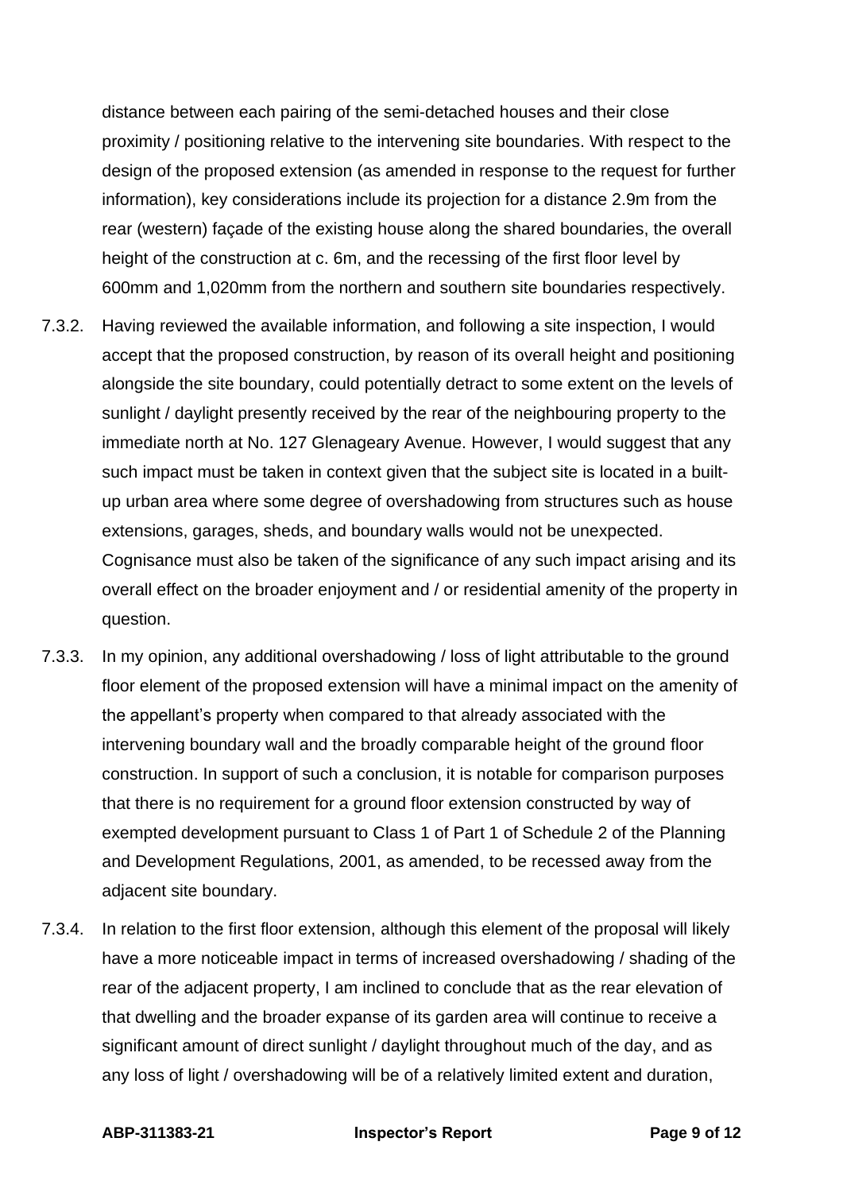distance between each pairing of the semi-detached houses and their close proximity / positioning relative to the intervening site boundaries. With respect to the design of the proposed extension (as amended in response to the request for further information), key considerations include its projection for a distance 2.9m from the rear (western) façade of the existing house along the shared boundaries, the overall height of the construction at c. 6m, and the recessing of the first floor level by 600mm and 1,020mm from the northern and southern site boundaries respectively.

7.3.2. Having reviewed the available information, and following a site inspection, I would accept that the proposed construction, by reason of its overall height and positioning alongside the site boundary, could potentially detract to some extent on the levels of sunlight / daylight presently received by the rear of the neighbouring property to the immediate north at No. 127 Glenageary Avenue. However, I would suggest that any such impact must be taken in context given that the subject site is located in a built-up urban area where some degree of overshadowing from structures such as house extensions, garages, sheds, and boundary walls would not be unexpected. Cognisance must also be taken of the significance of any such impact arising and its overall effect on the broader enjoyment and / or residential amenity of the property in question.

7.3.3. In my opinion, any additional overshadowing / loss of light attributable to the ground floor element of the proposed extension will have a minimal impact on the amenity of the appellant's property when compared to that already associated with the intervening boundary wall and the broadly comparable height of the ground floor construction. In support of such a conclusion, it is notable for comparison purposes that there is no requirement for a ground floor extension constructed by way of exempted development pursuant to Class 1 of Part 1 of Schedule 2 of the Planning and Development Regulations, 2001, as amended, to be recessed away from the adjacent site boundary.

7.3.4. In relation to the first floor extension, although this element of the proposal will likely have a more noticeable impact in terms of increased overshadowing / shading of the rear of the adjacent property, I am inclined to conclude that as the rear elevation of that dwelling and the broader expanse of its garden area will continue to receive a significant amount of direct sunlight / daylight throughout much of the day, and as any loss of light / overshadowing will be of a relatively limited extent and duration,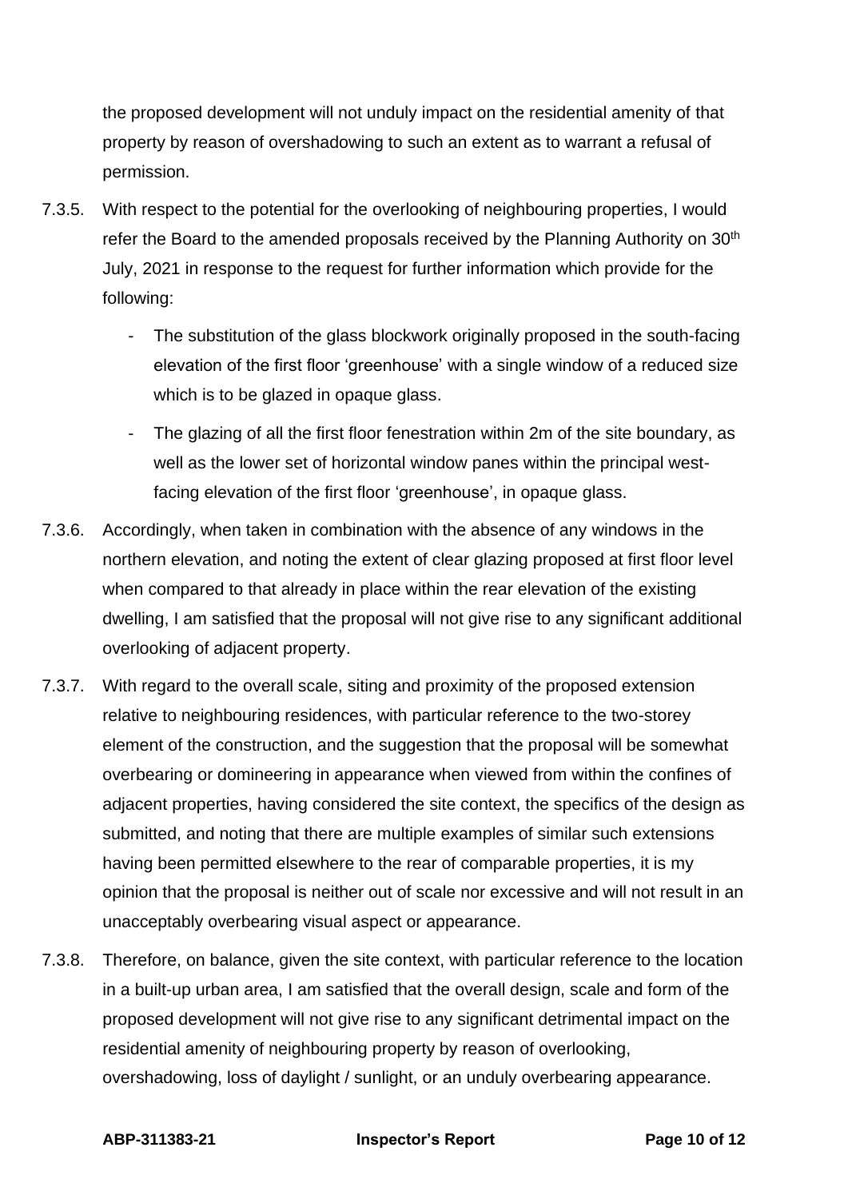the proposed development will not unduly impact on the residential amenity of that property by reason of overshadowing to such an extent as to warrant a refusal of permission.

7.3.5. With respect to the potential for the overlooking of neighbouring properties, I would refer the Board to the amended proposals received by the Planning Authority on 30th July, 2021 in response to the request for further information which provide for the following:

- The substitution of the glass blockwork originally proposed in the south-facing elevation of the first floor 'greenhouse' with a single window of a reduced size which is to be glazed in opaque glass.
- The glazing of all the first floor fenestration within 2m of the site boundary, as well as the lower set of horizontal window panes within the principal west-facing elevation of the first floor 'greenhouse', in opaque glass.

7.3.6. Accordingly, when taken in combination with the absence of any windows in the northern elevation, and noting the extent of clear glazing proposed at first floor level when compared to that already in place within the rear elevation of the existing dwelling, I am satisfied that the proposal will not give rise to any significant additional overlooking of adjacent property.

7.3.7. With regard to the overall scale, siting and proximity of the proposed extension relative to neighbouring residences, with particular reference to the two-storey element of the construction, and the suggestion that the proposal will be somewhat overbearing or domineering in appearance when viewed from within the confines of adjacent properties, having considered the site context, the specifics of the design as submitted, and noting that there are multiple examples of similar such extensions having been permitted elsewhere to the rear of comparable properties, it is my opinion that the proposal is neither out of scale nor excessive and will not result in an unacceptably overbearing visual aspect or appearance.

7.3.8. Therefore, on balance, given the site context, with particular reference to the location in a built-up urban area, I am satisfied that the overall design, scale and form of the proposed development will not give rise to any significant detrimental impact on the residential amenity of neighbouring property by reason of overlooking, overshadowing, loss of daylight / sunlight, or an unduly overbearing appearance.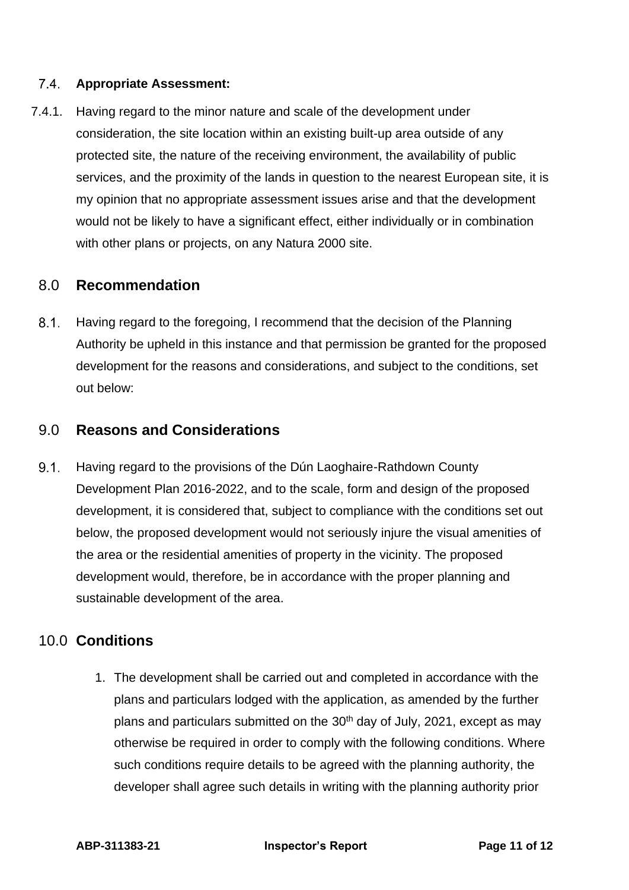## 7.4. Appropriate Assessment:

7.4.1. Having regard to the minor nature and scale of the development under consideration, the site location within an existing built-up area outside of any protected site, the nature of the receiving environment, the availability of public services, and the proximity of the lands in question to the nearest European site, it is my opinion that no appropriate assessment issues arise and that the development would not be likely to have a significant effect, either individually or in combination with other plans or projects, on any Natura 2000 site.

# 8.0 Recommendation

8.1. Having regard to the foregoing, I recommend that the decision of the Planning Authority be upheld in this instance and that permission be granted for the proposed development for the reasons and considerations, and subject to the conditions, set out below:

# 9.0 Reasons and Considerations

9.1. Having regard to the provisions of the Dún Laoghaire-Rathdown County Development Plan 2016-2022, and to the scale, form and design of the proposed development, it is considered that, subject to compliance with the conditions set out below, the proposed development would not seriously injure the visual amenities of the area or the residential amenities of property in the vicinity. The proposed development would, therefore, be in accordance with the proper planning and sustainable development of the area.

# 10.0 Conditions

1. The development shall be carried out and completed in accordance with the plans and particulars lodged with the application, as amended by the further plans and particulars submitted on the 30th day of July, 2021, except as may otherwise be required in order to comply with the following conditions. Where such conditions require details to be agreed with the planning authority, the developer shall agree such details in writing with the planning authority prior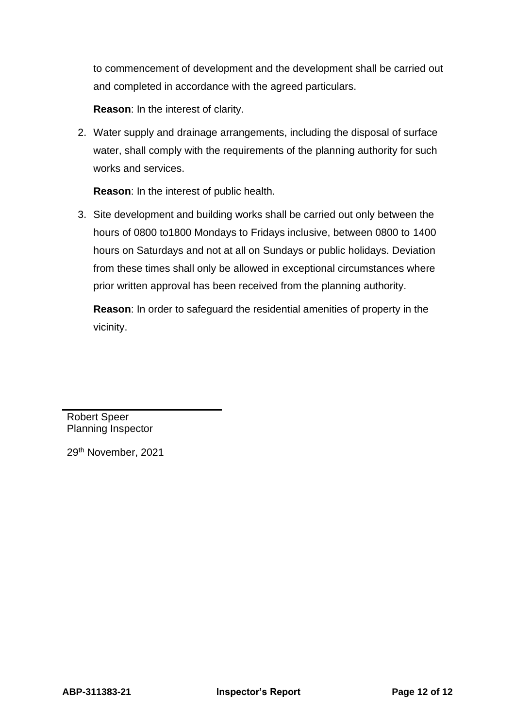to commencement of development and the development shall be carried out and completed in accordance with the agreed particulars.

**Reason**: In the interest of clarity.

2. Water supply and drainage arrangements, including the disposal of surface water, shall comply with the requirements of the planning authority for such works and services.

   **Reason**: In the interest of public health.

3. Site development and building works shall be carried out only between the hours of 0800 to1800 Mondays to Fridays inclusive, between 0800 to 1400 hours on Saturdays and not at all on Sundays or public holidays. Deviation from these times shall only be allowed in exceptional circumstances where prior written approval has been received from the planning authority.

   **Reason**: In order to safeguard the residential amenities of property in the vicinity.

Robert Speer
Planning Inspector

29th November, 2021